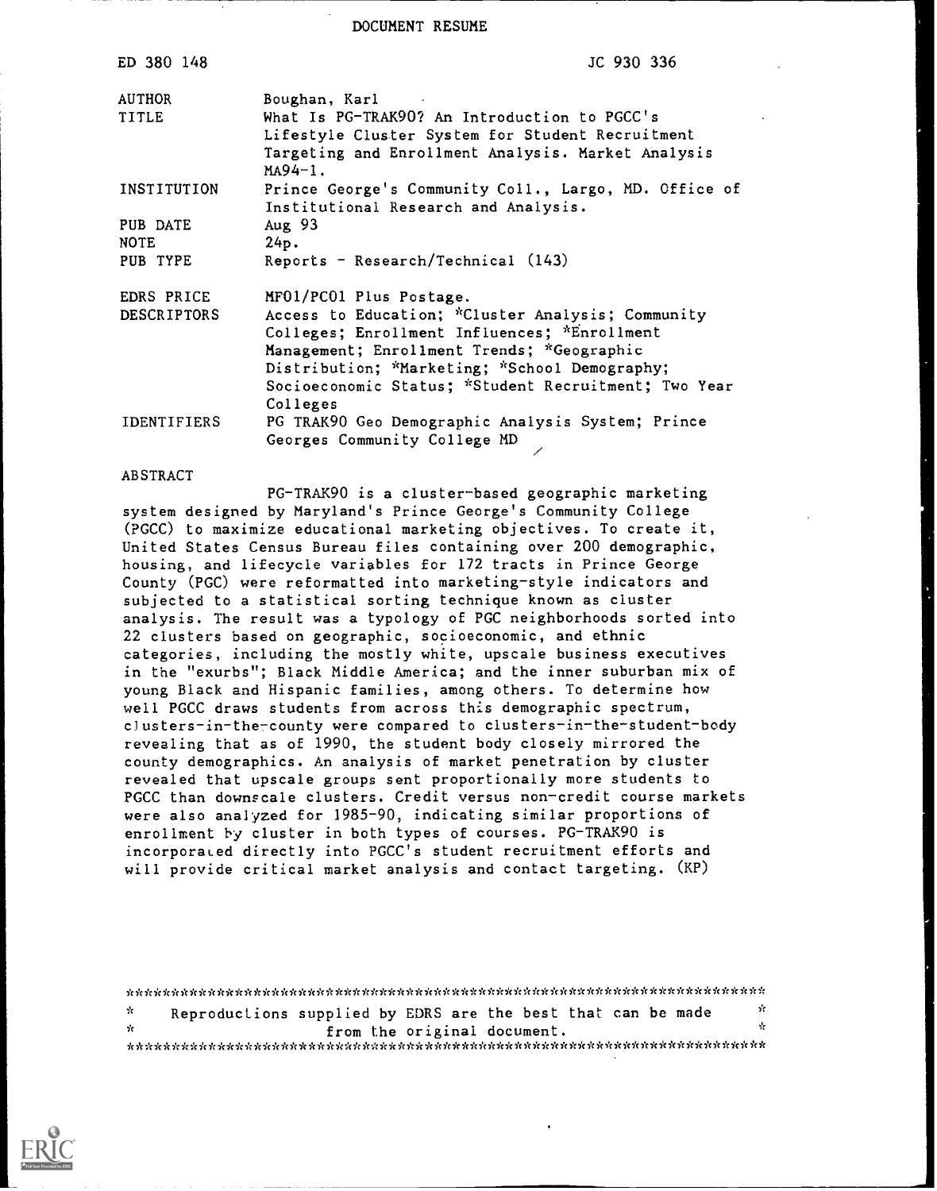DOCUMENT RESUME

| | |
|---|---|
| ED 380 148 | JC 930 336 |
| AUTHOR | Boughan, Karl |
| TITLE | What Is PG-TRAK90? An Introduction to PGCC's Lifestyle Cluster System for Student Recruitment Targeting and Enrollment Analysis. Market Analysis MA94-1. |
| INSTITUTION | Prince George's Community Coll., Largo, MD. Office of Institutional Research and Analysis. |
| PUB DATE | Aug 93 |
| NOTE | 24p. |
| PUB TYPE | Reports - Research/Technical (143) |
| EDRS PRICE | MF01/PC01 Plus Postage. |
| DESCRIPTORS | Access to Education; *Cluster Analysis; Community Colleges; Enrollment Influences; *Enrollment Management; Enrollment Trends; *Geographic Distribution; *Marketing; *School Demography; Socioeconomic Status; *Student Recruitment; Two Year Colleges |
| IDENTIFIERS | PG TRAK90 Geo Demographic Analysis System; Prince Georges Community College MD |

ABSTRACT

PG-TRAK90 is a cluster-based geographic marketing system designed by Maryland's Prince George's Community College (PGCC) to maximize educational marketing objectives. To create it, United States Census Bureau files containing over 200 demographic, housing, and lifecycle variables for 172 tracts in Prince George County (PGC) were reformatted into marketing-style indicators and subjected to a statistical sorting technique known as cluster analysis. The result was a typology of PGC neighborhoods sorted into 22 clusters based on geographic, socioeconomic, and ethnic categories, including the mostly white, upscale business executives in the "exurbs"; Black Middle America; and the inner suburban mix of young Black and Hispanic families, among others. To determine how well PGCC draws students from across this demographic spectrum, clusters-in-the-county were compared to clusters-in-the-student-body revealing that as of 1990, the student body closely mirrored the county demographics. An analysis of market penetration by cluster revealed that upscale groups sent proportionally more students to PGCC than downscale clusters. Credit versus non-credit course markets were also analyzed for 1985-90, indicating similar proportions of enrollment by cluster in both types of courses. PG-TRAK90 is incorporated directly into PGCC's student recruitment efforts and will provide critical market analysis and contact targeting. (KP)

***********************************************************************

* Reproductions supplied by EDRS are the best that can be made from the original document. *

***********************************************************************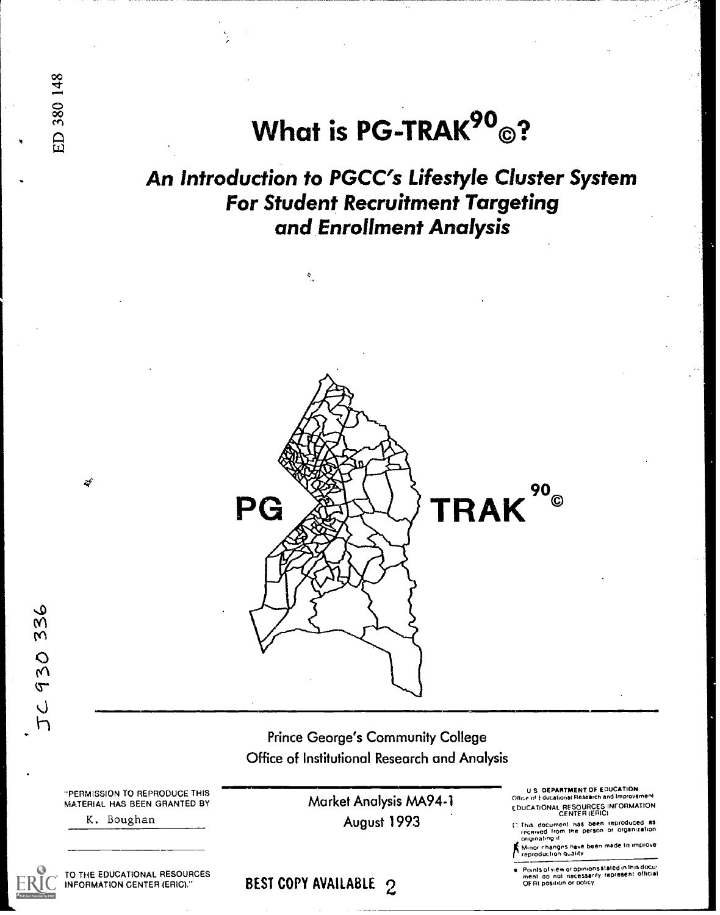ED 380 148

# What is PG-TRAK$^{90}$©?

## *An Introduction to PGCC's Lifestyle Cluster System For Student Recruitment Targeting and Enrollment Analysis*

PG TRAK$^{90}$©

JC 930 336

Prince George's Community College
Office of Institutional Research and Analysis

"PERMISSION TO REPRODUCE THIS MATERIAL HAS BEEN GRANTED BY
K. Boughan
TO THE EDUCATIONAL RESOURCES INFORMATION CENTER (ERIC)."

Market Analysis MA94-1
August 1993

U.S. DEPARTMENT OF EDUCATION
Office of Educational Research and Improvement
EDUCATIONAL RESOURCES INFORMATION CENTER (ERIC)

- This document has been reproduced as received from the person or organization originating it
- Minor changes have been made to improve reproduction quality
- Points of view or opinions stated in this document do not necessarily represent official OERI position or policy

BEST COPY AVAILABLE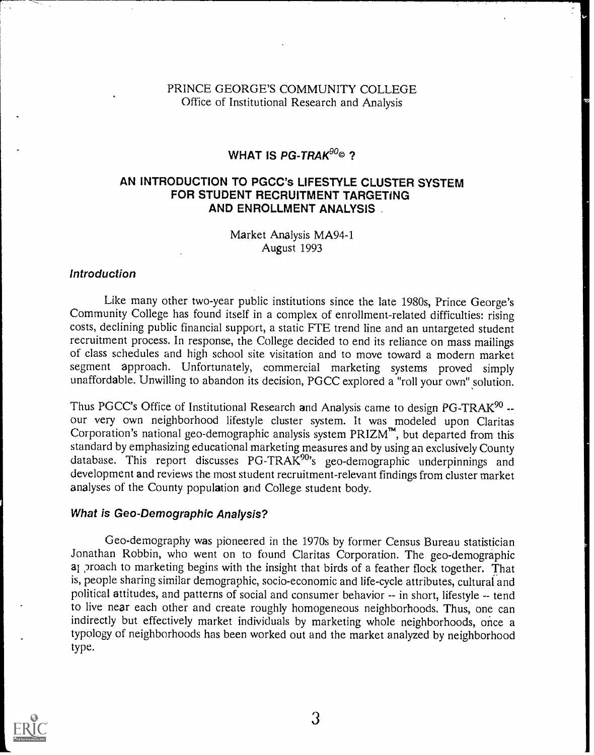PRINCE GEORGE'S COMMUNITY COLLEGE
Office of Institutional Research and Analysis

# WHAT IS *PG-TRAK*$^{90}$© ?

## AN INTRODUCTION TO PGCC's LIFESTYLE CLUSTER SYSTEM FOR STUDENT RECRUITMENT TARGETING AND ENROLLMENT ANALYSIS

Market Analysis MA94-1
August 1993

### *Introduction*

Like many other two-year public institutions since the late 1980s, Prince George's Community College has found itself in a complex of enrollment-related difficulties: rising costs, declining public financial support, a static FTE trend line and an untargeted student recruitment process. In response, the College decided to end its reliance on mass mailings of class schedules and high school site visitation and to move toward a modern market segment approach. Unfortunately, commercial marketing systems proved simply unaffordable. Unwilling to abandon its decision, PGCC explored a "roll your own" solution.

Thus PGCC's Office of Institutional Research and Analysis came to design PG-TRAK$^{90}$ -- our very own neighborhood lifestyle cluster system. It was modeled upon Claritas Corporation's national geo-demographic analysis system PRIZM™, but departed from this standard by emphasizing educational marketing measures and by using an exclusively County database. This report discusses PG-TRAK$^{90}$'s geo-demographic underpinnings and development and reviews the most student recruitment-relevant findings from cluster market analyses of the County population and College student body.

### *What is Geo-Demographic Analysis?*

Geo-demography was pioneered in the 1970s by former Census Bureau statistician Jonathan Robbin, who went on to found Claritas Corporation. The geo-demographic approach to marketing begins with the insight that birds of a feather flock together. That is, people sharing similar demographic, socio-economic and life-cycle attributes, cultural and political attitudes, and patterns of social and consumer behavior -- in short, lifestyle -- tend to live near each other and create roughly homogeneous neighborhoods. Thus, one can indirectly but effectively market individuals by marketing whole neighborhoods, once a typology of neighborhoods has been worked out and the market analyzed by neighborhood type.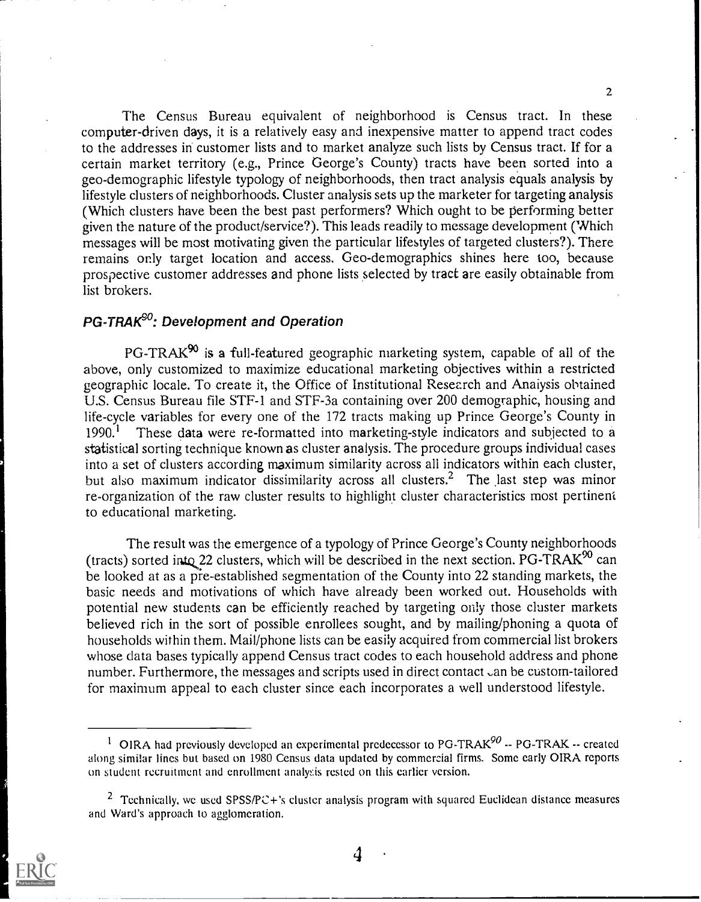The Census Bureau equivalent of neighborhood is Census tract. In these computer-driven days, it is a relatively easy and inexpensive matter to append tract codes to the addresses in customer lists and to market analyze such lists by Census tract. If for a certain market territory (e.g., Prince George's County) tracts have been sorted into a geo-demographic lifestyle typology of neighborhoods, then tract analysis equals analysis by lifestyle clusters of neighborhoods. Cluster analysis sets up the marketer for targeting analysis (Which clusters have been the best past performers? Which ought to be performing better given the nature of the product/service?). This leads readily to message development (Which messages will be most motivating given the particular lifestyles of targeted clusters?). There remains only target location and access. Geo-demographics shines here too, because prospective customer addresses and phone lists selected by tract are easily obtainable from list brokers.

### *PG-TRAK^90: Development and Operation*

PG-TRAK^90 is a full-featured geographic marketing system, capable of all of the above, only customized to maximize educational marketing objectives within a restricted geographic locale. To create it, the Office of Institutional Research and Analysis obtained U.S. Census Bureau file STF-1 and STF-3a containing over 200 demographic, housing and life-cycle variables for every one of the 172 tracts making up Prince George's County in 1990.[1] These data were re-formatted into marketing-style indicators and subjected to a statistical sorting technique known as cluster analysis. The procedure groups individual cases into a set of clusters according maximum similarity across all indicators within each cluster, but also maximum indicator dissimilarity across all clusters.[2] The last step was minor re-organization of the raw cluster results to highlight cluster characteristics most pertinent to educational marketing.

The result was the emergence of a typology of Prince George's County neighborhoods (tracts) sorted into 22 clusters, which will be described in the next section. PG-TRAK^90 can be looked at as a pre-established segmentation of the County into 22 standing markets, the basic needs and motivations of which have already been worked out. Households with potential new students can be efficiently reached by targeting only those cluster markets believed rich in the sort of possible enrollees sought, and by mailing/phoning a quota of households within them. Mail/phone lists can be easily acquired from commercial list brokers whose data bases typically append Census tract codes to each household address and phone number. Furthermore, the messages and scripts used in direct contact can be custom-tailored for maximum appeal to each cluster since each incorporates a well understood lifestyle.

---

[1] OIRA had previously developed an experimental predecessor to PG-TRAK^90 -- PG-TRAK -- created along similar lines but based on 1980 Census data updated by commercial firms. Some early OIRA reports on student recruitment and enrollment analysis rested on this earlier version.

[2] Technically, we used SPSS/PC+'s cluster analysis program with squared Euclidean distance measures and Ward's approach to agglomeration.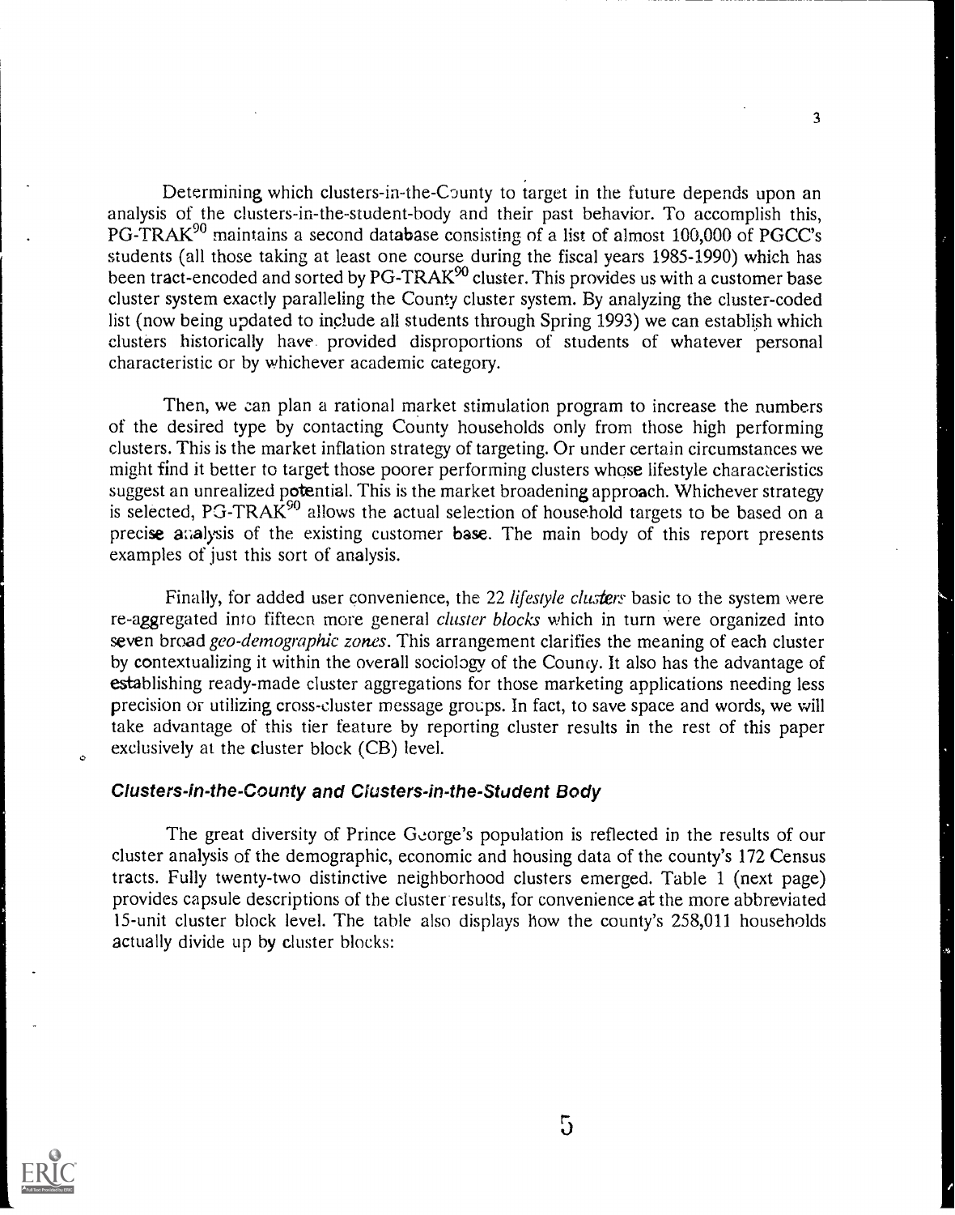Determining which clusters-in-the-County to target in the future depends upon an analysis of the clusters-in-the-student-body and their past behavior. To accomplish this, PG-TRAK$^{90}$ maintains a second database consisting of a list of almost 100,000 of PGCC's students (all those taking at least one course during the fiscal years 1985-1990) which has been tract-encoded and sorted by PG-TRAK$^{90}$ cluster. This provides us with a customer base cluster system exactly paralleling the County cluster system. By analyzing the cluster-coded list (now being updated to include all students through Spring 1993) we can establish which clusters historically have provided disproportions of students of whatever personal characteristic or by whichever academic category.

Then, we can plan a rational market stimulation program to increase the numbers of the desired type by contacting County households only from those high performing clusters. This is the market inflation strategy of targeting. Or under certain circumstances we might find it better to target those poorer performing clusters whose lifestyle characteristics suggest an unrealized potential. This is the market broadening approach. Whichever strategy is selected, PG-TRAK$^{90}$ allows the actual selection of household targets to be based on a precise analysis of the existing customer base. The main body of this report presents examples of just this sort of analysis.

Finally, for added user convenience, the 22 *lifestyle clusters* basic to the system were re-aggregated into fifteen more general *cluster blocks* which in turn were organized into seven broad *geo-demographic zones*. This arrangement clarifies the meaning of each cluster by contextualizing it within the overall sociology of the County. It also has the advantage of establishing ready-made cluster aggregations for those marketing applications needing less precision or utilizing cross-cluster message groups. In fact, to save space and words, we will take advantage of this tier feature by reporting cluster results in the rest of this paper exclusively at the cluster block (CB) level.

### Clusters-in-the-County and Clusters-in-the-Student Body

The great diversity of Prince George's population is reflected in the results of our cluster analysis of the demographic, economic and housing data of the county's 172 Census tracts. Fully twenty-two distinctive neighborhood clusters emerged. Table 1 (next page) provides capsule descriptions of the cluster results, for convenience at the more abbreviated 15-unit cluster block level. The table also displays how the county's 258,011 households actually divide up by cluster blocks: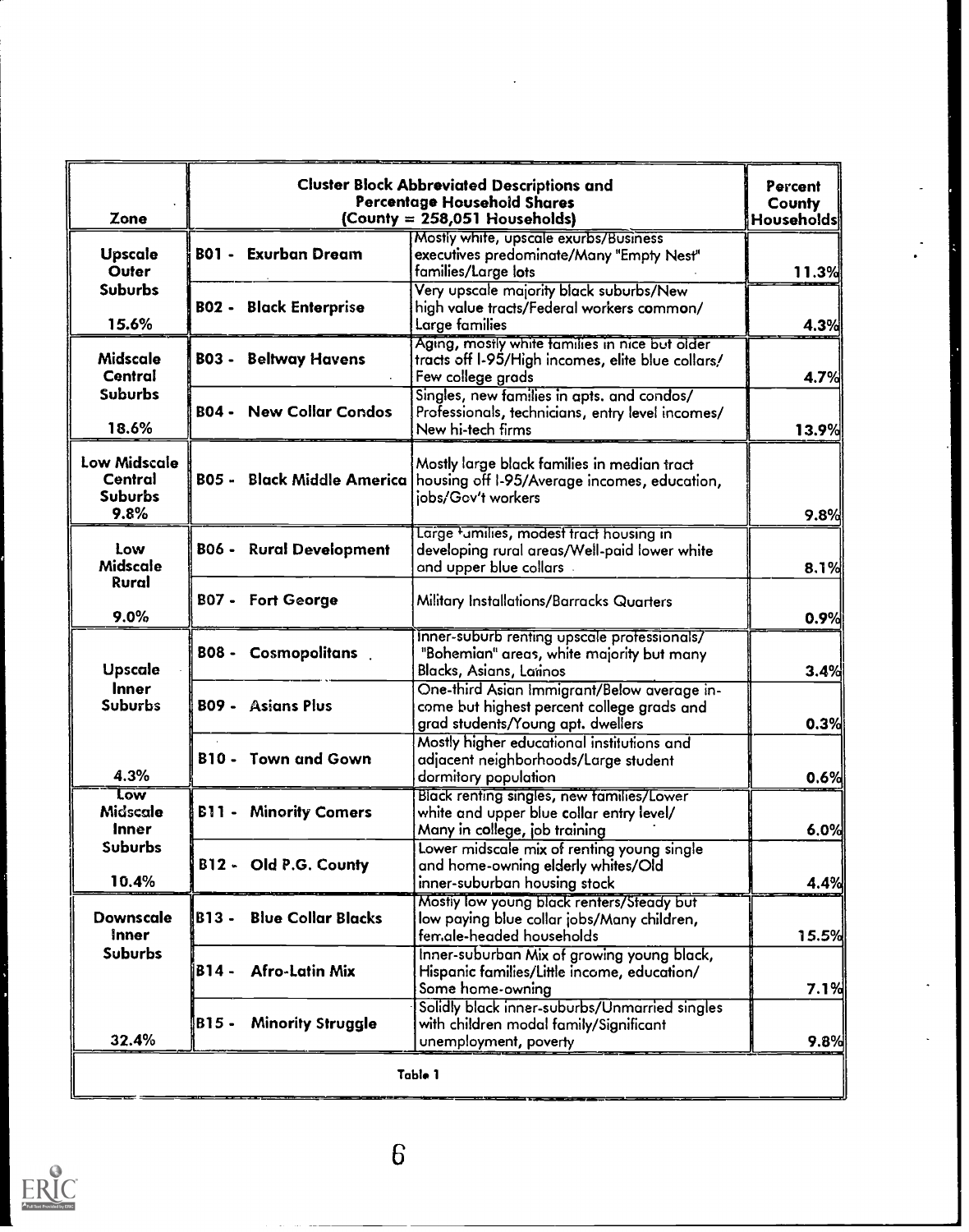| Zone | Cluster Block Abbreviated Descriptions and Percentage Household Shares (County = 258,051 Households) | | Percent County Households |
|---|---|---|---|
| Upscale Outer Suburbs 15.6% | B01 - Exurban Dream | Mostly white, upscale exurbs/Business executives predominate/Many "Empty Nest" families/Large lots | 11.3% |
| | B02 - Black Enterprise | Very upscale majority black suburbs/New high value tracts/Federal workers common/ Large families | 4.3% |
| Midscale Central Suburbs 18.6% | B03 - Beltway Havens | Aging, mostly white families in nice but older tracts off I-95/High incomes, elite blue collars/ Few college grads | 4.7% |
| | B04 - New Collar Condos | Singles, new families in apts. and condos/ Professionals, technicians, entry level incomes/ New hi-tech firms | 13.9% |
| Low Midscale Central Suburbs 9.8% | B05 - Black Middle America | Mostly large black families in median tract housing off I-95/Average incomes, education, jobs/Gov't workers | 9.8% |
| Low Midscale Rural 9.0% | B06 - Rural Development | Large families, modest tract housing in developing rural areas/Well-paid lower white and upper blue collars | 8.1% |
| | B07 - Fort George | Military Installations/Barracks Quarters | 0.9% |
| Upscale Inner Suburbs 4.3% | B08 - Cosmopolitans | Inner-suburb renting upscale professionals/ "Bohemian" areas, white majority but many Blacks, Asians, Latinos | 3.4% |
| | B09 - Asians Plus | One-third Asian Immigrant/Below average income but highest percent college grads and grad students/Young apt. dwellers | 0.3% |
| | B10 - Town and Gown | Mostly higher educational institutions and adjacent neighborhoods/Large student dormitory population | 0.6% |
| Low Midscale Inner Suburbs 10.4% | B11 - Minority Comers | Black renting singles, new families/Lower white and upper blue collar entry level/ Many in college, job training | 6.0% |
| | B12 - Old P.G. County | Lower midscale mix of renting young single and home-owning elderly whites/Old inner-suburban housing stock | 4.4% |
| Downscale Inner Suburbs 32.4% | B13 - Blue Collar Blacks | Mostly low young black renters/Steady but low paying blue collar jobs/Many children, female-headed households | 15.5% |
| | B14 - Afro-Latin Mix | Inner-suburban Mix of growing young black, Hispanic families/Little income, education/ Some home-owning | 7.1% |
| | B15 - Minority Struggle | Solidly black inner-suburbs/Unmarried singles with children modal family/Significant unemployment, poverty | 9.8% |

Table 1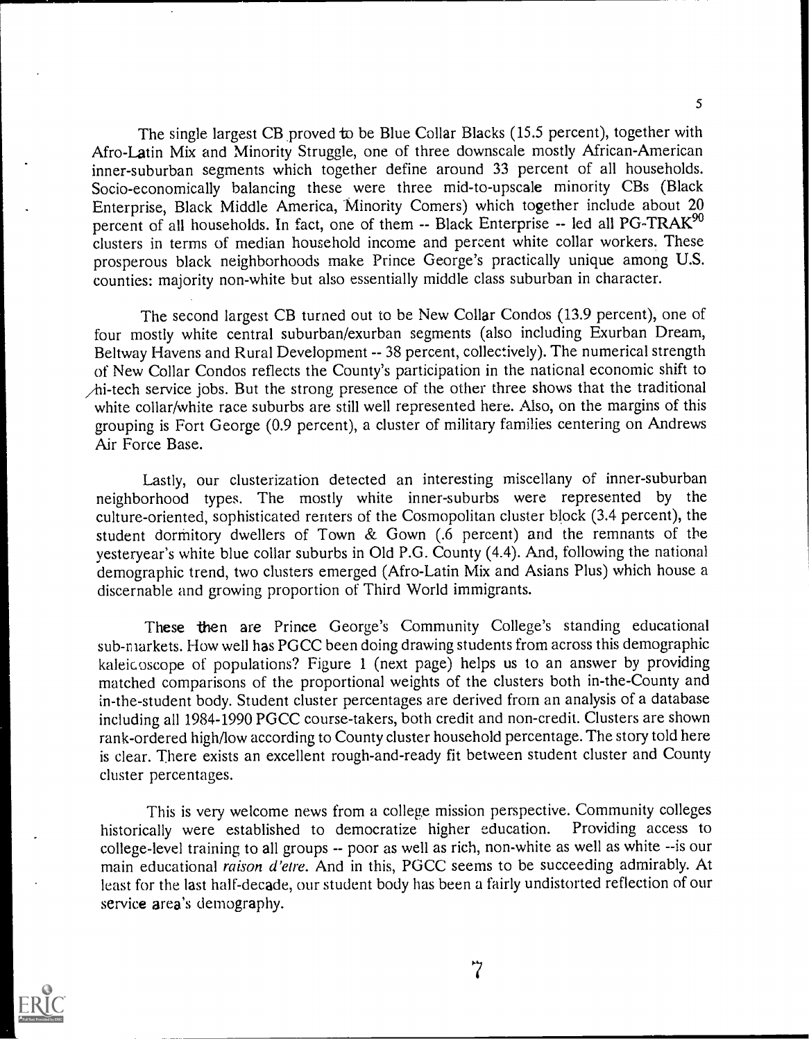The single largest CB proved to be Blue Collar Blacks (15.5 percent), together with Afro-Latin Mix and Minority Struggle, one of three downscale mostly African-American inner-suburban segments which together define around 33 percent of all households. Socio-economically balancing these were three mid-to-upscale minority CBs (Black Enterprise, Black Middle America, Minority Comers) which together include about 20 percent of all households. In fact, one of them -- Black Enterprise -- led all PG-TRAK$^{90}$ clusters in terms of median household income and percent white collar workers. These prosperous black neighborhoods make Prince George's practically unique among U.S. counties: majority non-white but also essentially middle class suburban in character.

The second largest CB turned out to be New Collar Condos (13.9 percent), one of four mostly white central suburban/exurban segments (also including Exurban Dream, Beltway Havens and Rural Development -- 38 percent, collectively). The numerical strength of New Collar Condos reflects the County's participation in the national economic shift to hi-tech service jobs. But the strong presence of the other three shows that the traditional white collar/white race suburbs are still well represented here. Also, on the margins of this grouping is Fort George (0.9 percent), a cluster of military families centering on Andrews Air Force Base.

Lastly, our clusterization detected an interesting miscellany of inner-suburban neighborhood types. The mostly white inner-suburbs were represented by the culture-oriented, sophisticated renters of the Cosmopolitan cluster block (3.4 percent), the student dormitory dwellers of Town & Gown (.6 percent) and the remnants of the yesteryear's white blue collar suburbs in Old P.G. County (4.4). And, following the national demographic trend, two clusters emerged (Afro-Latin Mix and Asians Plus) which house a discernable and growing proportion of Third World immigrants.

These then are Prince George's Community College's standing educational sub-markets. How well has PGCC been doing drawing students from across this demographic kaleidoscope of populations? Figure 1 (next page) helps us to an answer by providing matched comparisons of the proportional weights of the clusters both in-the-County and in-the-student body. Student cluster percentages are derived from an analysis of a database including all 1984-1990 PGCC course-takers, both credit and non-credit. Clusters are shown rank-ordered high/low according to County cluster household percentage. The story told here is clear. There exists an excellent rough-and-ready fit between student cluster and County cluster percentages.

This is very welcome news from a college mission perspective. Community colleges historically were established to democratize higher education. Providing access to college-level training to all groups -- poor as well as rich, non-white as well as white --is our main educational *raison d'etre*. And in this, PGCC seems to be succeeding admirably. At least for the last half-decade, our student body has been a fairly undistorted reflection of our service area's demography.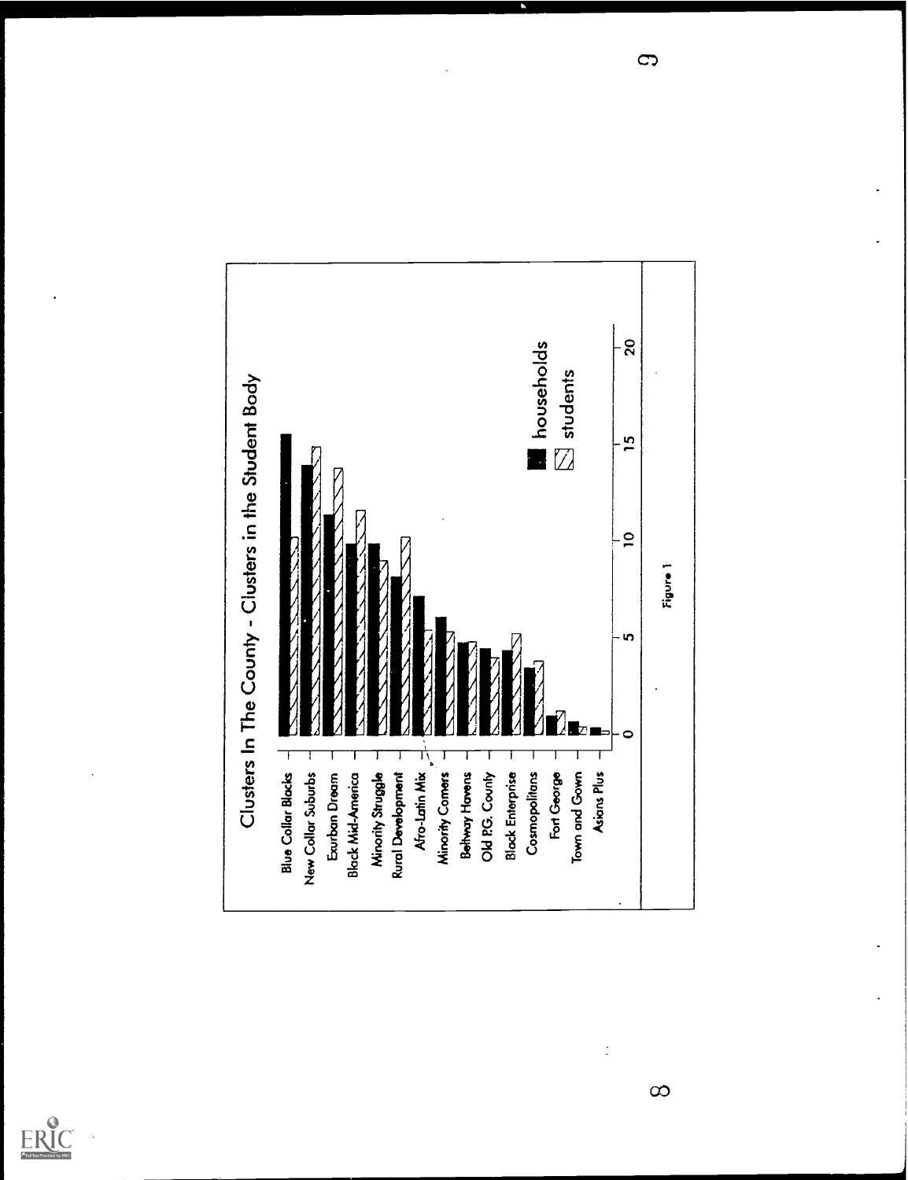**Clusters In The County - Clusters in the Student Body**

- Blue Collar Blacks
- New Collar Suburbs
- Exurban Dream
- Black Mid-America
- Minority Struggle
- Rural Development
- Afro-Latin Mix
- Minority Comers
- Beltway Havens
- Old P.G. County
- Black Enterprise
- Cosmopolitans
- Fort George
- Town and Gown
- Asians Plus

Legend: households; students

Axis: 0, 5, 10, 15, 20

Figure 1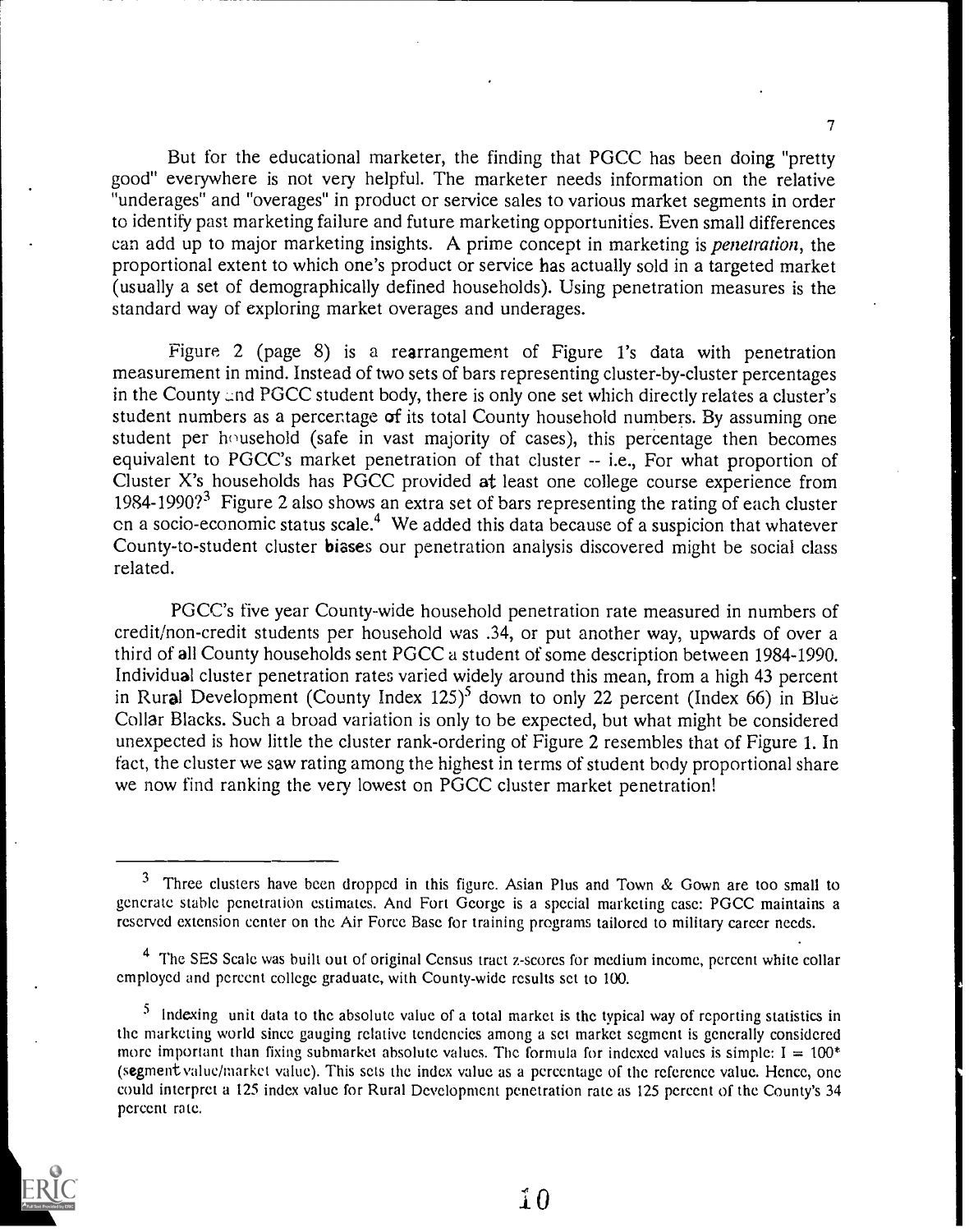But for the educational marketer, the finding that PGCC has been doing "pretty good" everywhere is not very helpful. The marketer needs information on the relative "underages" and "overages" in product or service sales to various market segments in order to identify past marketing failure and future marketing opportunities. Even small differences can add up to major marketing insights. A prime concept in marketing is *penetration*, the proportional extent to which one's product or service has actually sold in a targeted market (usually a set of demographically defined households). Using penetration measures is the standard way of exploring market overages and underages.

Figure 2 (page 8) is a rearrangement of Figure 1's data with penetration measurement in mind. Instead of two sets of bars representing cluster-by-cluster percentages in the County and PGCC student body, there is only one set which directly relates a cluster's student numbers as a percentage of its total County household numbers. By assuming one student per household (safe in vast majority of cases), this percentage then becomes equivalent to PGCC's market penetration of that cluster -- i.e., For what proportion of Cluster X's households has PGCC provided at least one college course experience from 1984-1990?[3] Figure 2 also shows an extra set of bars representing the rating of each cluster on a socio-economic status scale.[4] We added this data because of a suspicion that whatever County-to-student cluster biases our penetration analysis discovered might be social class related.

PGCC's five year County-wide household penetration rate measured in numbers of credit/non-credit students per household was .34, or put another way, upwards of over a third of all County households sent PGCC a student of some description between 1984-1990. Individual cluster penetration rates varied widely around this mean, from a high 43 percent in Rural Development (County Index 125)[5] down to only 22 percent (Index 66) in Blue Collar Blacks. Such a broad variation is only to be expected, but what might be considered unexpected is how little the cluster rank-ordering of Figure 2 resembles that of Figure 1. In fact, the cluster we saw rating among the highest in terms of student body proportional share we now find ranking the very lowest on PGCC cluster market penetration!

---

[3] Three clusters have been dropped in this figure. Asian Plus and Town & Gown are too small to generate stable penetration estimates. And Fort George is a special marketing case: PGCC maintains a reserved extension center on the Air Force Base for training programs tailored to military career needs.

[4] The SES Scale was built out of original Census tract z-scores for medium income, percent white collar employed and percent college graduate, with County-wide results set to 100.

[5] Indexing unit data to the absolute value of a total market is the typical way of reporting statistics in the marketing world since gauging relative tendencies among a set market segment is generally considered more important than fixing submarket absolute values. The formula for indexed values is simple: $I = 100*$ (segment value/market value). This sets the index value as a percentage of the reference value. Hence, one could interpret a 125 index value for Rural Development penetration rate as 125 percent of the County's 34 percent rate.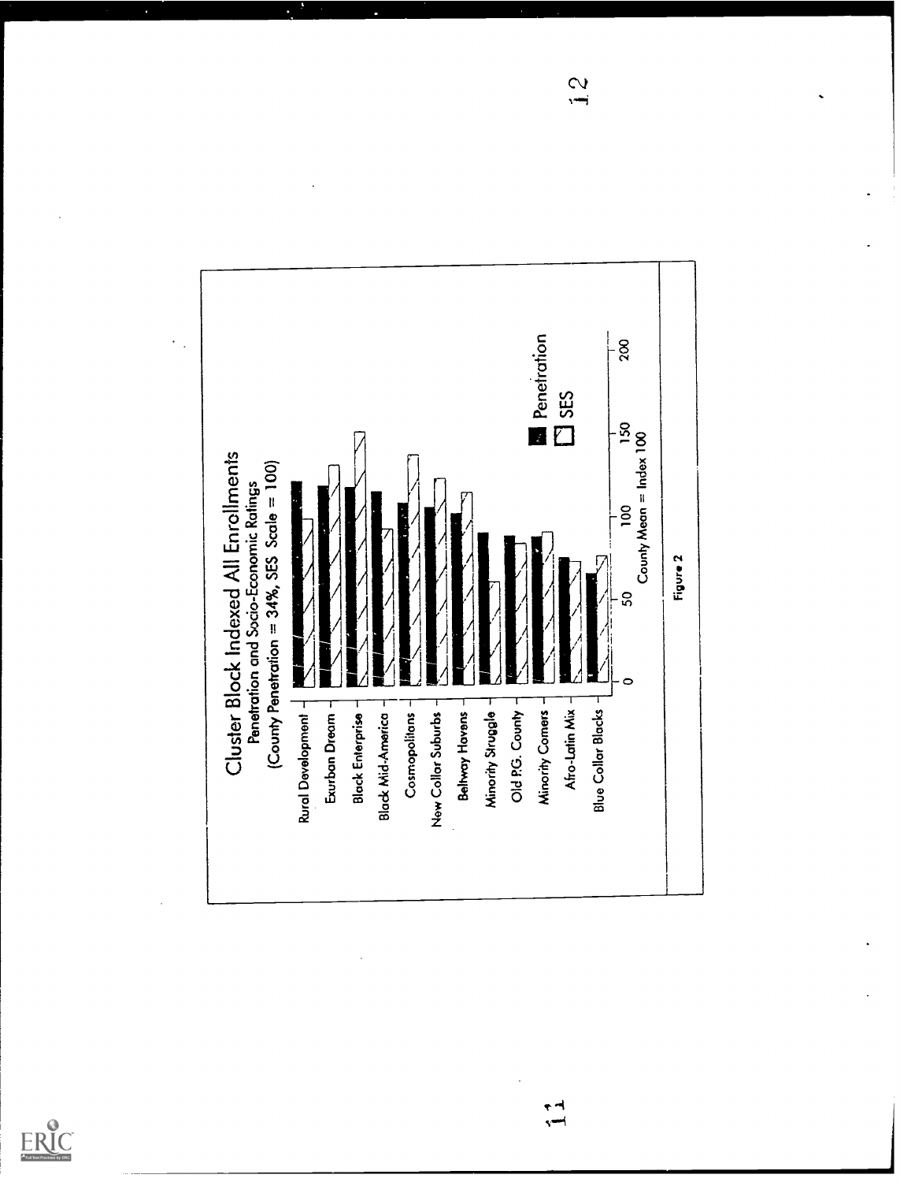## Cluster Block Indexed All Enrollments

Penetration and Socio-Economic Ratings

(County Penetration = 34%, SES Scale = 100)

| Cluster | Penetration | SES |
|---|---|---|
| Rural Development | | |
| Exurban Dream | | |
| Black Enterprise | | |
| Black Mid-America | | |
| Cosmopolitans | | |
| New Collar Suburbs | | |
| Beltway Havens | | |
| Minority Struggle | | |
| Old P.G. County | | |
| Minority Corners | | |
| Afro-Latin Mix | | |
| Blue Collar Blacks | | |

0 50 100 150 200

County Mean = Index 100

Penetration

SES

Figure 2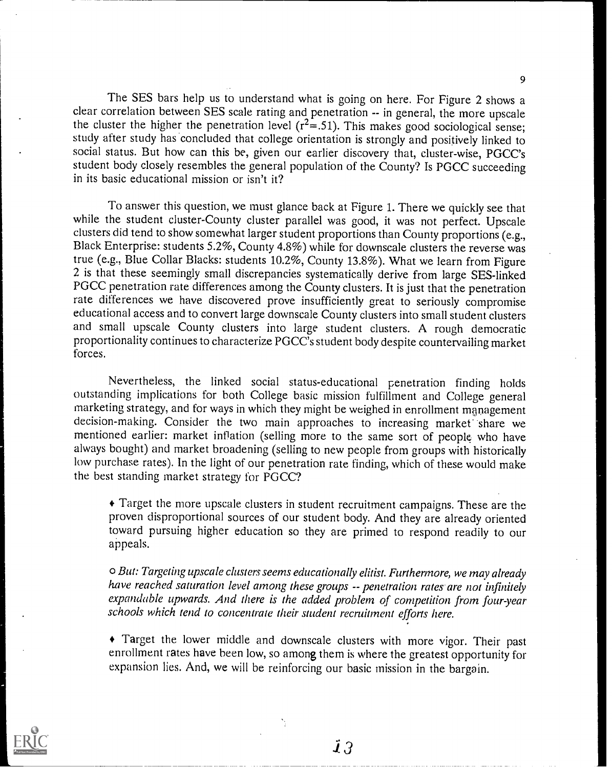The SES bars help us to understand what is going on here. For Figure 2 shows a clear correlation between SES scale rating and penetration -- in general, the more upscale the cluster the higher the penetration level ($r^2$=.51). This makes good sociological sense; study after study has concluded that college orientation is strongly and positively linked to social status. But how can this be, given our earlier discovery that, cluster-wise, PGCC's student body closely resembles the general population of the County? Is PGCC succeeding in its basic educational mission or isn't it?

To answer this question, we must glance back at Figure 1. There we quickly see that while the student cluster-County cluster parallel was good, it was not perfect. Upscale clusters did tend to show somewhat larger student proportions than County proportions (e.g., Black Enterprise: students 5.2%, County 4.8%) while for downscale clusters the reverse was true (e.g., Blue Collar Blacks: students 10.2%, County 13.8%). What we learn from Figure 2 is that these seemingly small discrepancies systematically derive from large SES-linked PGCC penetration rate differences among the County clusters. It is just that the penetration rate differences we have discovered prove insufficiently great to seriously compromise educational access and to convert large downscale County clusters into small student clusters and small upscale County clusters into large student clusters. A rough democratic proportionality continues to characterize PGCC's student body despite countervailing market forces.

Nevertheless, the linked social status-educational penetration finding holds outstanding implications for both College basic mission fulfillment and College general marketing strategy, and for ways in which they might be weighed in enrollment management decision-making. Consider the two main approaches to increasing market share we mentioned earlier: market inflation (selling more to the same sort of people who have always bought) and market broadening (selling to new people from groups with historically low purchase rates). In the light of our penetration rate finding, which of these would make the best standing market strategy for PGCC?

♦ Target the more upscale clusters in student recruitment campaigns. These are the proven disproportional sources of our student body. And they are already oriented toward pursuing higher education so they are primed to respond readily to our appeals.

○ *But: Targeting upscale clusters seems educationally elitist. Furthermore, we may already have reached saturation level among these groups -- penetration rates are not infinitely expandable upwards. And there is the added problem of competition from four-year schools which tend to concentrate their student recruitment efforts here.*

♦ Target the lower middle and downscale clusters with more vigor. Their past enrollment rates have been low, so among them is where the greatest opportunity for expansion lies. And, we will be reinforcing our basic mission in the bargain.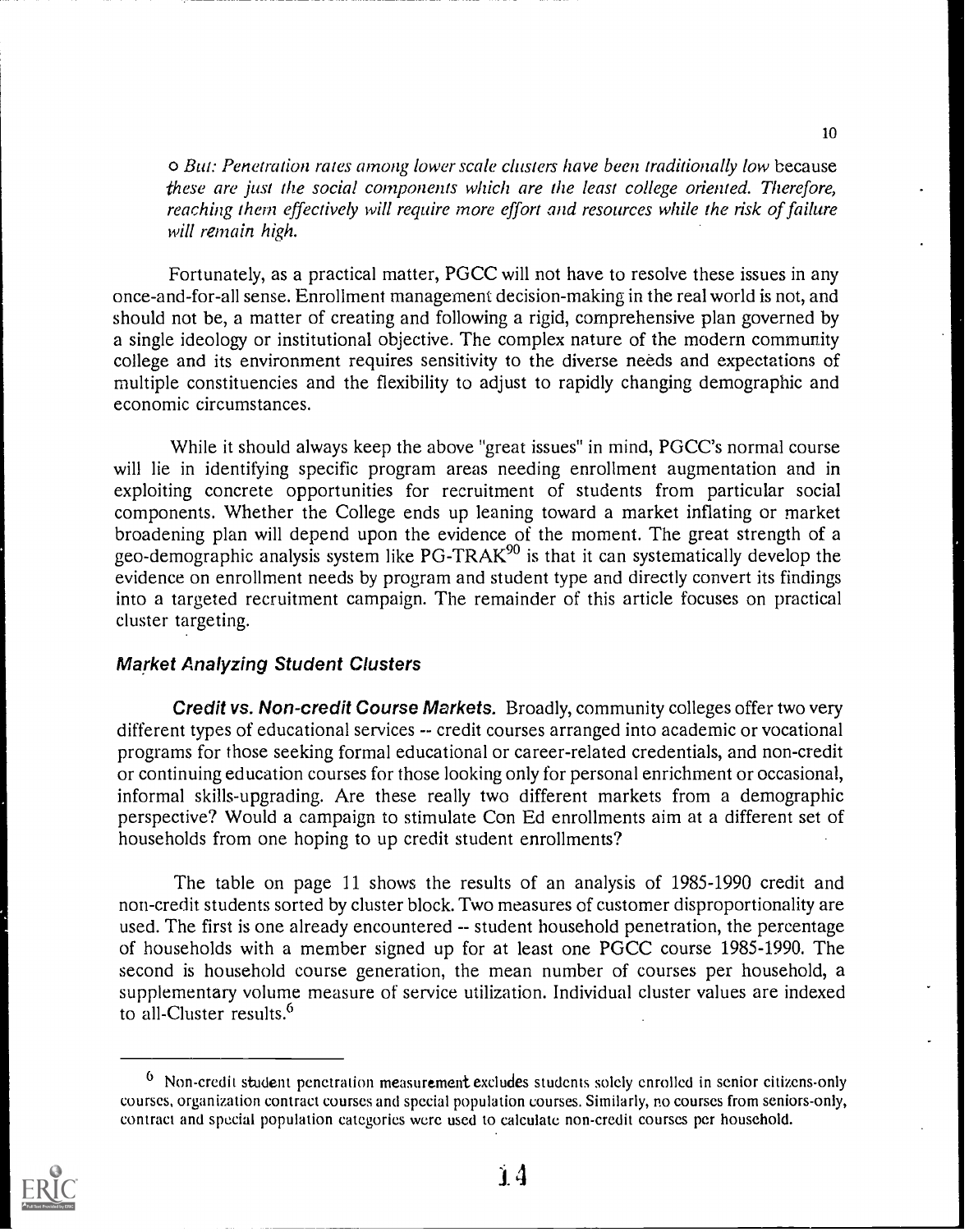*o But: Penetration rates among lower scale clusters have been traditionally low because these are just the social components which are the least college oriented. Therefore, reaching them effectively will require more effort and resources while the risk of failure will remain high.*

Fortunately, as a practical matter, PGCC will not have to resolve these issues in any once-and-for-all sense. Enrollment management decision-making in the real world is not, and should not be, a matter of creating and following a rigid, comprehensive plan governed by a single ideology or institutional objective. The complex nature of the modern community college and its environment requires sensitivity to the diverse needs and expectations of multiple constituencies and the flexibility to adjust to rapidly changing demographic and economic circumstances.

While it should always keep the above "great issues" in mind, PGCC's normal course will lie in identifying specific program areas needing enrollment augmentation and in exploiting concrete opportunities for recruitment of students from particular social components. Whether the College ends up leaning toward a market inflating or market broadening plan will depend upon the evidence of the moment. The great strength of a geo-demographic analysis system like PG-TRAK[90] is that it can systematically develop the evidence on enrollment needs by program and student type and directly convert its findings into a targeted recruitment campaign. The remainder of this article focuses on practical cluster targeting.

## Market Analyzing Student Clusters

***Credit vs. Non-credit Course Markets.*** Broadly, community colleges offer two very different types of educational services -- credit courses arranged into academic or vocational programs for those seeking formal educational or career-related credentials, and non-credit or continuing education courses for those looking only for personal enrichment or occasional, informal skills-upgrading. Are these really two different markets from a demographic perspective? Would a campaign to stimulate Con Ed enrollments aim at a different set of households from one hoping to up credit student enrollments?

The table on page 11 shows the results of an analysis of 1985-1990 credit and non-credit students sorted by cluster block. Two measures of customer disproportionality are used. The first is one already encountered -- student household penetration, the percentage of households with a member signed up for at least one PGCC course 1985-1990. The second is household course generation, the mean number of courses per household, a supplementary volume measure of service utilization. Individual cluster values are indexed to all-Cluster results.[6]

[6] Non-credit student penetration measurement excludes students solely enrolled in senior citizens-only courses, organization contract courses and special population courses. Similarly, no courses from seniors-only, contract and special population categories were used to calculate non-credit courses per household.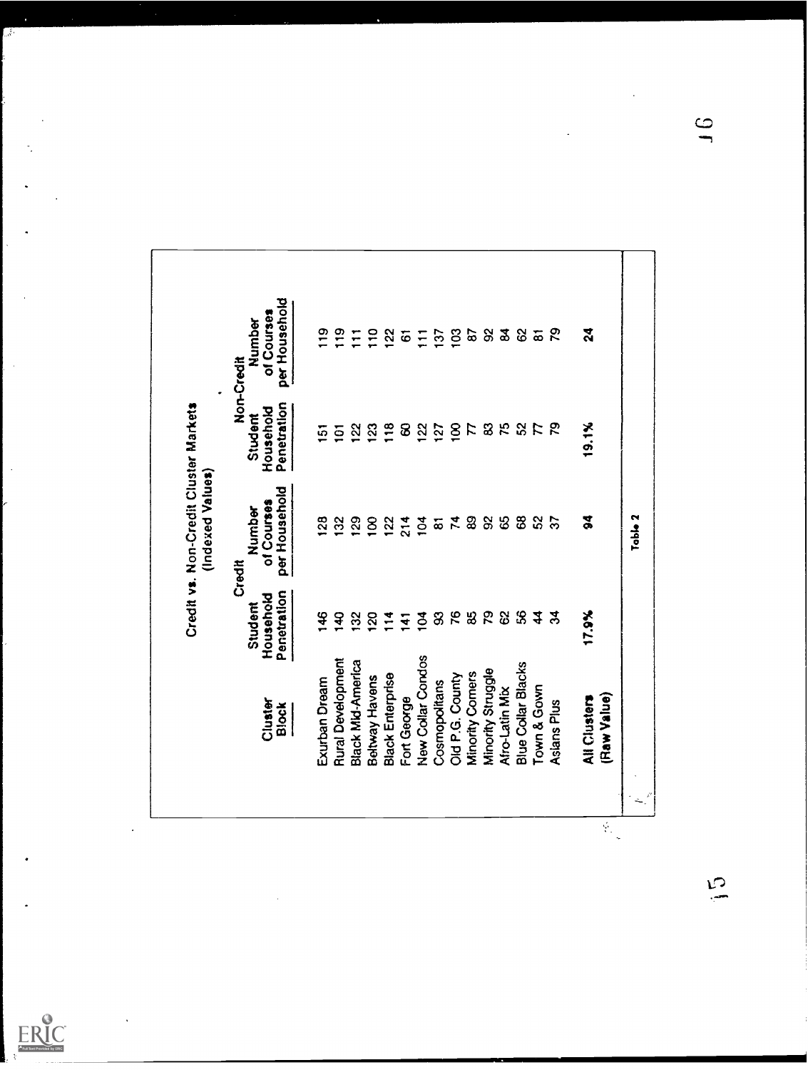## Credit vs. Non-Credit Cluster Markets (Indexed Values)

| Cluster Block | Credit | | Non-Credit | |
|---|---|---|---|---|
| | Student Household Penetration | Number of Courses per Household | Student Household Penetration | Number of Courses per Household |
| Exurban Dream | 146 | 128 | 151 | 119 |
| Rural Development | 140 | 132 | 101 | 119 |
| Black Mid-America | 132 | 129 | 122 | 111 |
| Beltway Havens | 120 | 100 | 123 | 110 |
| Black Enterprise | 114 | 122 | 118 | 122 |
| Fort George | 141 | 214 | 60 | 61 |
| New Collar Condos | 104 | 104 | 122 | 111 |
| Cosmopolitans | 93 | 81 | 127 | 137 |
| Old P.G. County | 76 | 74 | 100 | 103 |
| Minority Corners | 85 | 89 | 77 | 87 |
| Minority Struggle | 79 | 92 | 83 | 92 |
| Afro-Latin Mix | 62 | 65 | 75 | 84 |
| Blue Collar Blacks | 56 | 68 | 52 | 62 |
| Town & Gown | 44 | 52 | 77 | 81 |
| Asians Plus | 34 | 37 | 79 | 79 |
| **All Clusters (Raw Value)** | **17.9%** | **94** | **19.1%** | **24** |

Table 2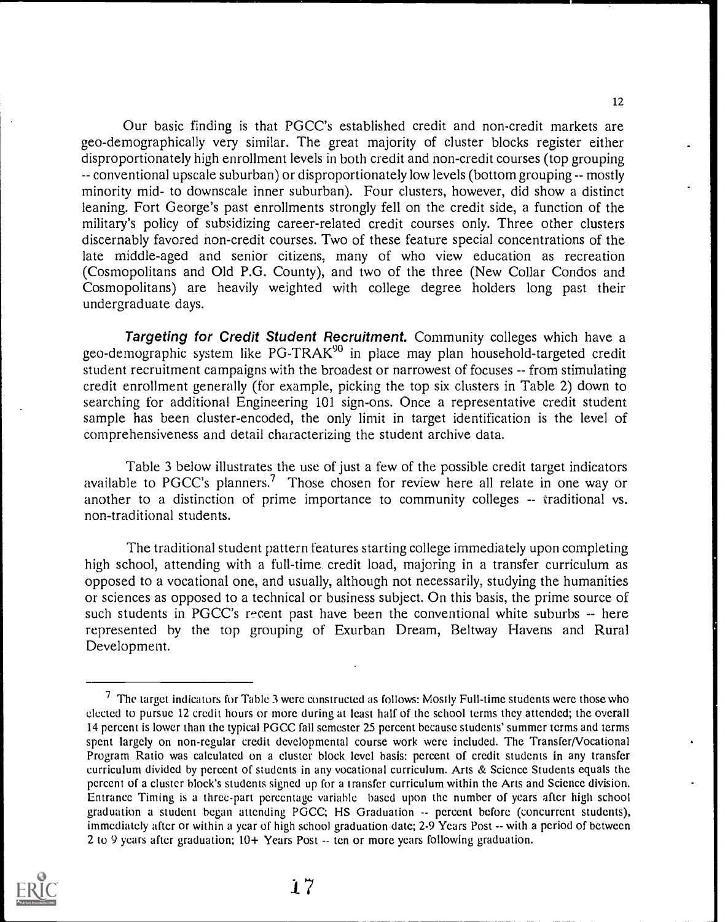Our basic finding is that PGCC's established credit and non-credit markets are geo-demographically very similar. The great majority of cluster blocks register either disproportionately high enrollment levels in both credit and non-credit courses (top grouping -- conventional upscale suburban) or disproportionately low levels (bottom grouping -- mostly minority mid- to downscale inner suburban). Four clusters, however, did show a distinct leaning. Fort George's past enrollments strongly fell on the credit side, a function of the military's policy of subsidizing career-related credit courses only. Three other clusters discernably favored non-credit courses. Two of these feature special concentrations of the late middle-aged and senior citizens, many of who view education as recreation (Cosmopolitans and Old P.G. County), and two of the three (New Collar Condos and Cosmopolitans) are heavily weighted with college degree holders long past their undergraduate days.

***Targeting for Credit Student Recruitment.*** Community colleges which have a geo-demographic system like PG-TRAK[90] in place may plan household-targeted credit student recruitment campaigns with the broadest or narrowest of focuses -- from stimulating credit enrollment generally (for example, picking the top six clusters in Table 2) down to searching for additional Engineering 101 sign-ons. Once a representative credit student sample has been cluster-encoded, the only limit in target identification is the level of comprehensiveness and detail characterizing the student archive data.

Table 3 below illustrates the use of just a few of the possible credit target indicators available to PGCC's planners.[7] Those chosen for review here all relate in one way or another to a distinction of prime importance to community colleges -- traditional vs. non-traditional students.

The traditional student pattern features starting college immediately upon completing high school, attending with a full-time credit load, majoring in a transfer curriculum as opposed to a vocational one, and usually, although not necessarily, studying the humanities or sciences as opposed to a technical or business subject. On this basis, the prime source of such students in PGCC's recent past have been the conventional white suburbs -- here represented by the top grouping of Exurban Dream, Beltway Havens and Rural Development.

---

[7] The target indicators for Table 3 were constructed as follows: Mostly Full-time students were those who elected to pursue 12 credit hours or more during at least half of the school terms they attended; the overall 14 percent is lower than the typical PGCC fall semester 25 percent because students' summer terms and terms spent largely on non-regular credit developmental course work were included. The Transfer/Vocational Program Ratio was calculated on a cluster block level basis: percent of credit students in any transfer curriculum divided by percent of students in any vocational curriculum. Arts & Science Students equals the percent of a cluster block's students signed up for a transfer curriculum within the Arts and Science division. Entrance Timing is a three-part percentage variable based upon the number of years after high school graduation a student began attending PGCC; HS Graduation -- percent before (concurrent students), immediately after or within a year of high school graduation date; 2-9 Years Post -- with a period of between 2 to 9 years after graduation; 10+ Years Post -- ten or more years following graduation.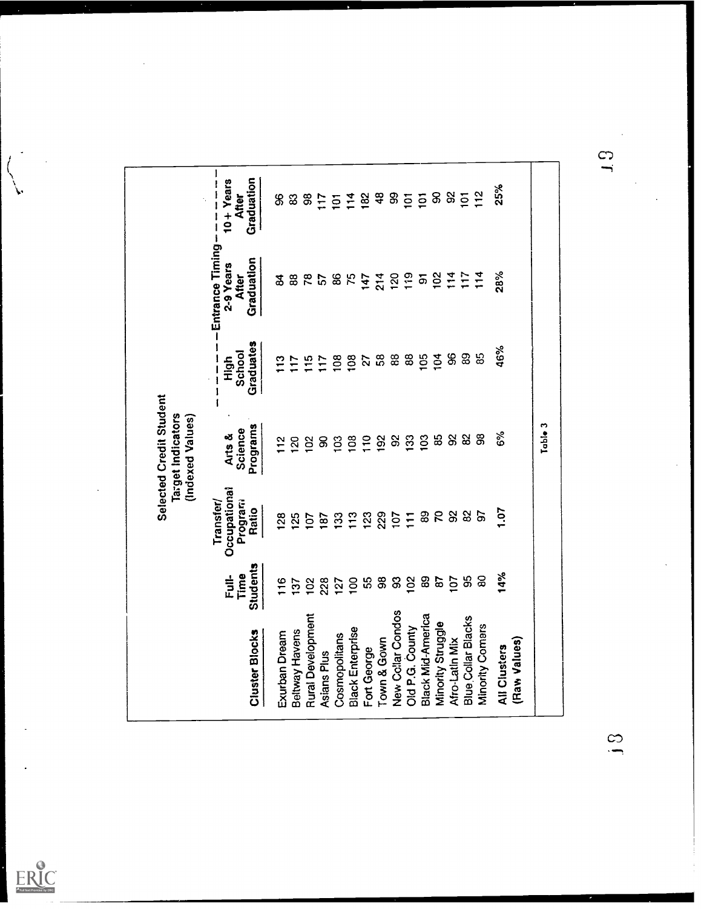## Selected Credit Student Target Indicators (Indexed Values)

| Cluster Blocks | Full-Time Students | Transfer/ Occupational Program Ratio | Arts & Science Programs | High School Graduates | Entrance Timing 2-9 Years After Graduation | Entrance Timing 10+ Years After Graduation |
|---|---|---|---|---|---|---|
| Exurban Dream | 116 | 128 | 112 | 113 | 84 | 96 |
| Beltway Havens | 137 | 125 | 120 | 117 | 88 | 83 |
| Rural Development | 102 | 107 | 102 | 115 | 78 | 98 |
| Asians Plus | 228 | 187 | 90 | 117 | 57 | 117 |
| Cosmopolitans | 127 | 133 | 103 | 108 | 86 | 101 |
| Black Enterprise | 100 | 113 | 108 | 108 | 75 | 114 |
| Fort George | 55 | 123 | 110 | 27 | 147 | 182 |
| Town & Gown | 98 | 229 | 192 | 58 | 214 | 48 |
| New Collar Condos | 93 | 107 | 92 | 88 | 120 | 99 |
| Old P.G. County | 102 | 111 | 133 | 88 | 119 | 101 |
| Black Mid-America | 89 | 89 | 103 | 105 | 91 | 101 |
| Minority Struggle | 87 | 70 | 85 | 104 | 102 | 90 |
| Afro-Latin Mix | 107 | 92 | 92 | 96 | 114 | 92 |
| Blue Collar Blacks | 95 | 82 | 82 | 89 | 117 | 101 |
| Minority Comers | 80 | 97 | 98 | 85 | 114 | 112 |
| All Clusters (Raw Values) | 14% | 1.07 | 6% | 46% | 28% | 25% |

Table 3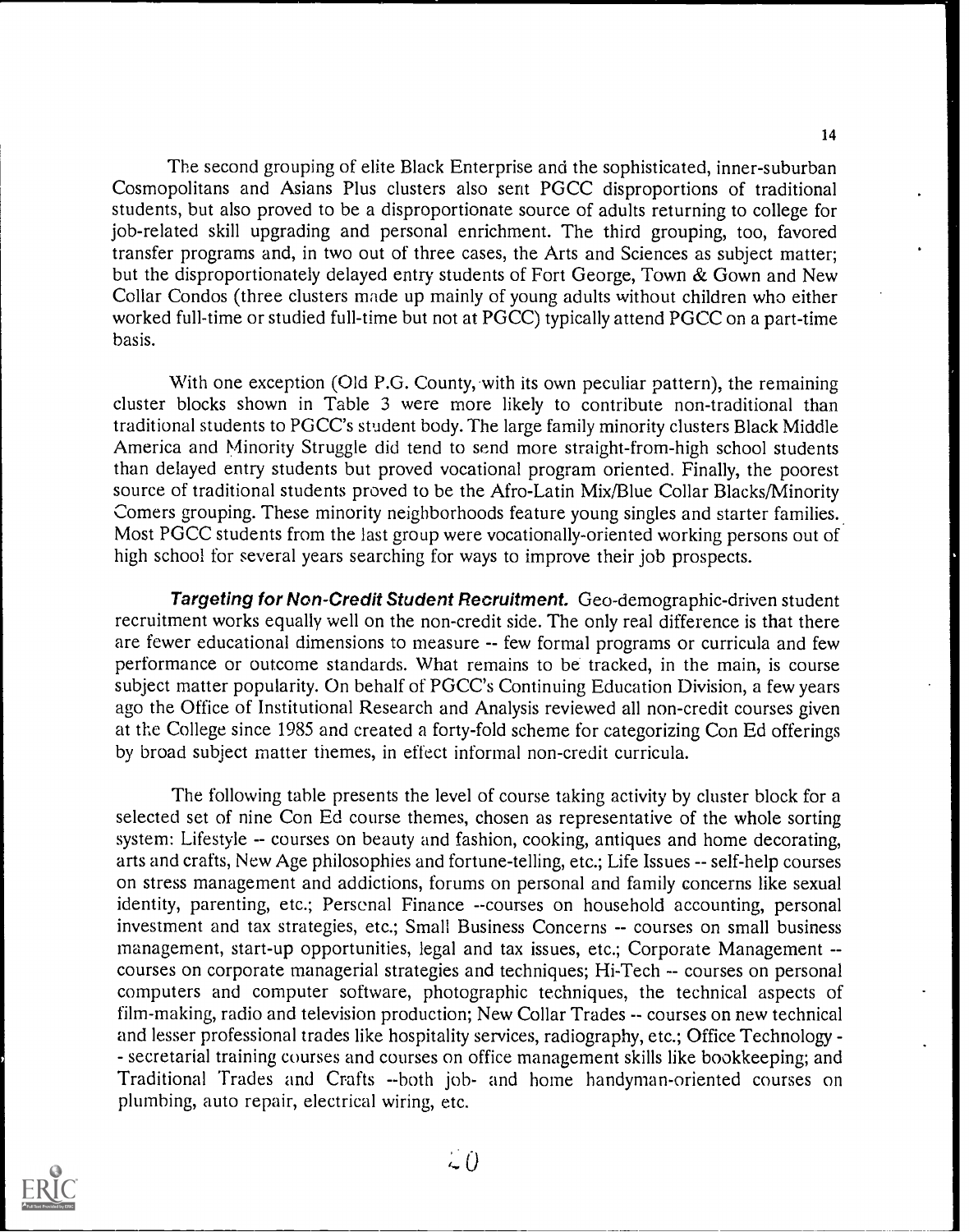The second grouping of elite Black Enterprise and the sophisticated, inner-suburban Cosmopolitans and Asians Plus clusters also sent PGCC disproportions of traditional students, but also proved to be a disproportionate source of adults returning to college for job-related skill upgrading and personal enrichment. The third grouping, too, favored transfer programs and, in two out of three cases, the Arts and Sciences as subject matter; but the disproportionately delayed entry students of Fort George, Town & Gown and New Collar Condos (three clusters made up mainly of young adults without children who either worked full-time or studied full-time but not at PGCC) typically attend PGCC on a part-time basis.

With one exception (Old P.G. County, with its own peculiar pattern), the remaining cluster blocks shown in Table 3 were more likely to contribute non-traditional than traditional students to PGCC's student body. The large family minority clusters Black Middle America and Minority Struggle did tend to send more straight-from-high school students than delayed entry students but proved vocational program oriented. Finally, the poorest source of traditional students proved to be the Afro-Latin Mix/Blue Collar Blacks/Minority Comers grouping. These minority neighborhoods feature young singles and starter families. Most PGCC students from the last group were vocationally-oriented working persons out of high school for several years searching for ways to improve their job prospects.

***Targeting for Non-Credit Student Recruitment.*** Geo-demographic-driven student recruitment works equally well on the non-credit side. The only real difference is that there are fewer educational dimensions to measure -- few formal programs or curricula and few performance or outcome standards. What remains to be tracked, in the main, is course subject matter popularity. On behalf of PGCC's Continuing Education Division, a few years ago the Office of Institutional Research and Analysis reviewed all non-credit courses given at the College since 1985 and created a forty-fold scheme for categorizing Con Ed offerings by broad subject matter themes, in effect informal non-credit curricula.

The following table presents the level of course taking activity by cluster block for a selected set of nine Con Ed course themes, chosen as representative of the whole sorting system: Lifestyle -- courses on beauty and fashion, cooking, antiques and home decorating, arts and crafts, New Age philosophies and fortune-telling, etc.; Life Issues -- self-help courses on stress management and addictions, forums on personal and family concerns like sexual identity, parenting, etc.; Personal Finance --courses on household accounting, personal investment and tax strategies, etc.; Small Business Concerns -- courses on small business management, start-up opportunities, legal and tax issues, etc.; Corporate Management -- courses on corporate managerial strategies and techniques; Hi-Tech -- courses on personal computers and computer software, photographic techniques, the technical aspects of film-making, radio and television production; New Collar Trades -- courses on new technical and lesser professional trades like hospitality services, radiography, etc.; Office Technology -- secretarial training courses and courses on office management skills like bookkeeping; and Traditional Trades and Crafts --both job- and home handyman-oriented courses on plumbing, auto repair, electrical wiring, etc.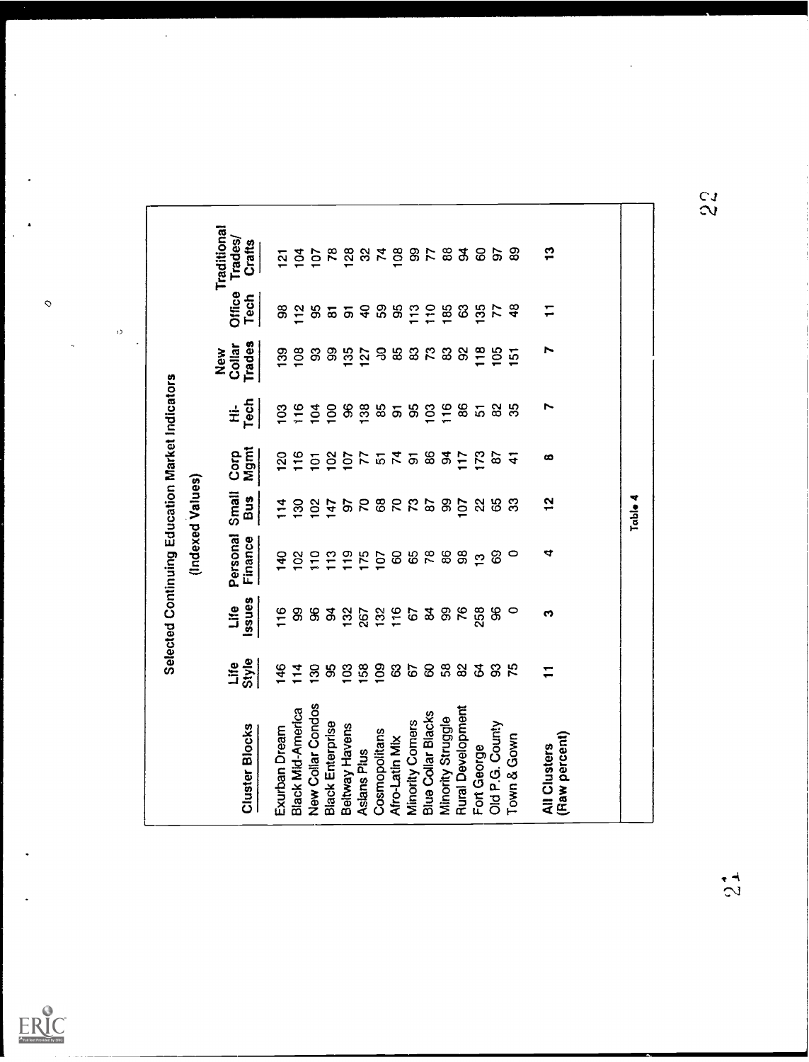## Selected Continuing Education Market Indicators

(Indexed Values)

| Cluster Blocks | Life Style | Life Issues | Personal Finance | Small Bus | Corp Mgmt | Hi-Tech | New Collar Trades | Office Tech | Traditional Trades/ Crafts |
|---|---|---|---|---|---|---|---|---|---|
| Exurban Dream | 146 | 116 | 140 | 114 | 120 | 103 | 139 | 98 | 121 |
| Black Mid-America | 114 | 99 | 102 | 130 | 116 | 116 | 108 | 112 | 104 |
| New Collar Condos | 130 | 96 | 110 | 102 | 101 | 104 | 93 | 95 | 107 |
| Black Enterprise | 95 | 94 | 113 | 147 | 102 | 100 | 99 | 81 | 78 |
| Beltway Havens | 103 | 132 | 119 | 97 | 107 | 96 | 135 | 91 | 128 |
| Asians Plus | 158 | 267 | 175 | 70 | 77 | 138 | 127 | 40 | 32 |
| Cosmopolitans | 109 | 132 | 107 | 68 | 51 | 85 | 30 | 59 | 74 |
| Afro-Latin Mix | 63 | 116 | 60 | 70 | 74 | 91 | 85 | 95 | 108 |
| Minority Corners | 67 | 67 | 65 | 73 | 91 | 95 | 83 | 113 | 99 |
| Blue Collar Blacks | 60 | 84 | 78 | 87 | 86 | 103 | 73 | 110 | 77 |
| Minority Struggle | 58 | 99 | 86 | 99 | 94 | 116 | 83 | 185 | 88 |
| Rural Development | 82 | 76 | 98 | 107 | 117 | 86 | 92 | 63 | 94 |
| Fort George | 64 | 258 | 13 | 22 | 173 | 51 | 118 | 135 | 60 |
| Old P.G. County | 93 | 96 | 69 | 65 | 87 | 82 | 105 | 77 | 97 |
| Town & Gown | 75 | 0 | 0 | 33 | 41 | 35 | 151 | 48 | 89 |
| All Clusters (Raw percent) | 11 | 3 | 4 | 12 | 8 | 7 | 7 | 11 | 13 |

Table 4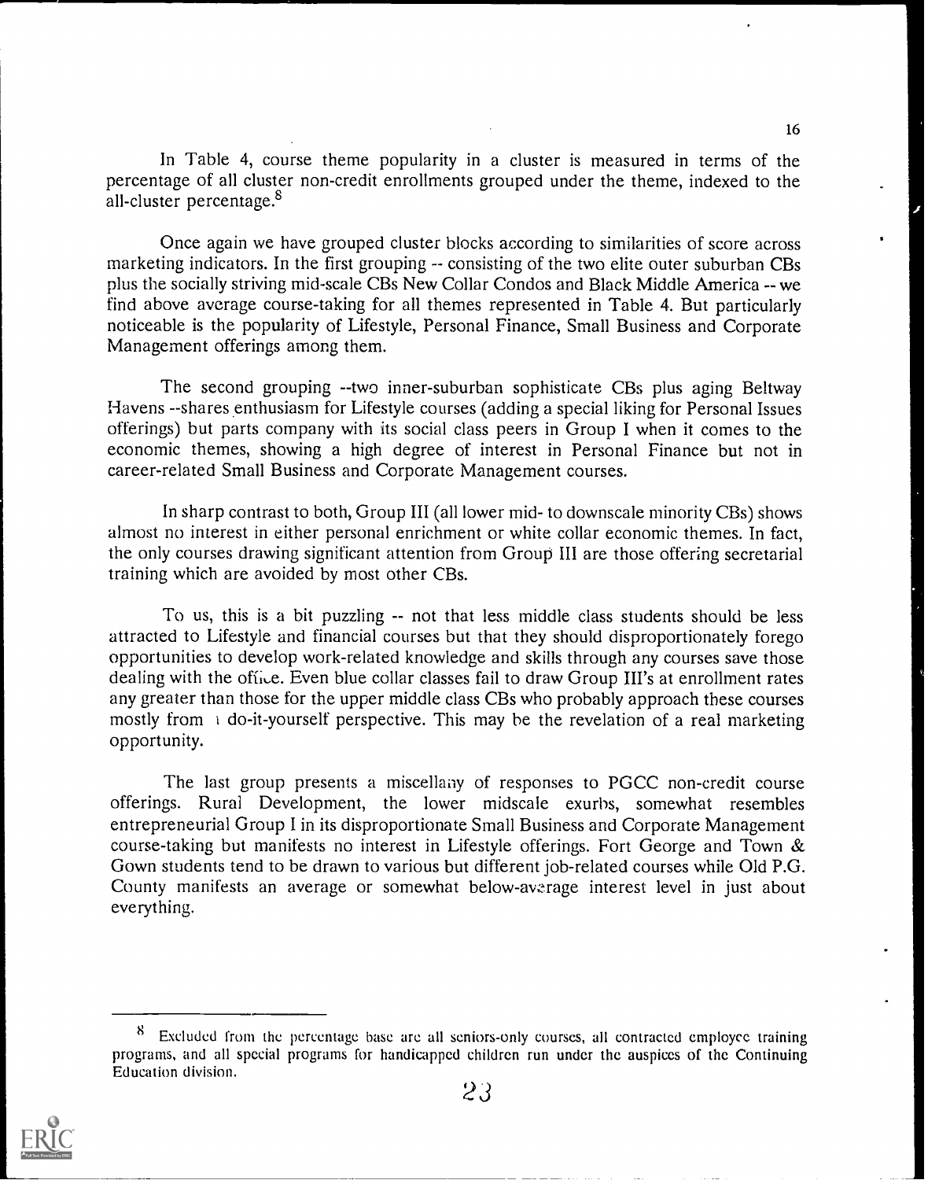In Table 4, course theme popularity in a cluster is measured in terms of the percentage of all cluster non-credit enrollments grouped under the theme, indexed to the all-cluster percentage.[8]

Once again we have grouped cluster blocks according to similarities of score across marketing indicators. In the first grouping -- consisting of the two elite outer suburban CBs plus the socially striving mid-scale CBs New Collar Condos and Black Middle America -- we find above average course-taking for all themes represented in Table 4. But particularly noticeable is the popularity of Lifestyle, Personal Finance, Small Business and Corporate Management offerings among them.

The second grouping --two inner-suburban sophisticate CBs plus aging Beltway Havens --shares enthusiasm for Lifestyle courses (adding a special liking for Personal Issues offerings) but parts company with its social class peers in Group I when it comes to the economic themes, showing a high degree of interest in Personal Finance but not in career-related Small Business and Corporate Management courses.

In sharp contrast to both, Group III (all lower mid- to downscale minority CBs) shows almost no interest in either personal enrichment or white collar economic themes. In fact, the only courses drawing significant attention from Group III are those offering secretarial training which are avoided by most other CBs.

To us, this is a bit puzzling -- not that less middle class students should be less attracted to Lifestyle and financial courses but that they should disproportionately forego opportunities to develop work-related knowledge and skills through any courses save those dealing with the office. Even blue collar classes fail to draw Group III's at enrollment rates any greater than those for the upper middle class CBs who probably approach these courses mostly from a do-it-yourself perspective. This may be the revelation of a real marketing opportunity.

The last group presents a miscellany of responses to PGCC non-credit course offerings. Rural Development, the lower midscale exurbs, somewhat resembles entrepreneurial Group I in its disproportionate Small Business and Corporate Management course-taking but manifests no interest in Lifestyle offerings. Fort George and Town & Gown students tend to be drawn to various but different job-related courses while Old P.G. County manifests an average or somewhat below-average interest level in just about everything.

---

[8] Excluded from the percentage base are all seniors-only courses, all contracted employee training programs, and all special programs for handicapped children run under the auspices of the Continuing Education division.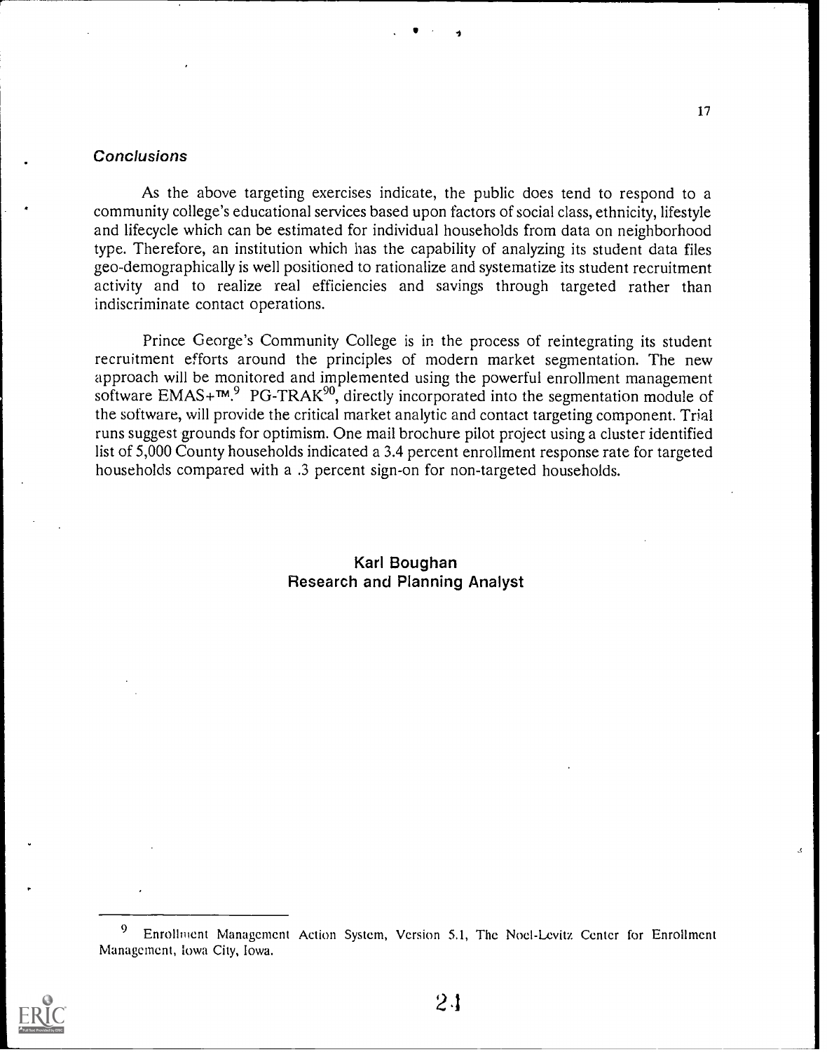### *Conclusions*

As the above targeting exercises indicate, the public does tend to respond to a community college's educational services based upon factors of social class, ethnicity, lifestyle and lifecycle which can be estimated for individual households from data on neighborhood type. Therefore, an institution which has the capability of analyzing its student data files geo-demographically is well positioned to rationalize and systematize its student recruitment activity and to realize real efficiencies and savings through targeted rather than indiscriminate contact operations.

Prince George's Community College is in the process of reintegrating its student recruitment efforts around the principles of modern market segmentation. The new approach will be monitored and implemented using the powerful enrollment management software EMAS+™.[9] PG-TRAK[90], directly incorporated into the segmentation module of the software, will provide the critical market analytic and contact targeting component. Trial runs suggest grounds for optimism. One mail brochure pilot project using a cluster identified list of 5,000 County households indicated a 3.4 percent enrollment response rate for targeted households compared with a .3 percent sign-on for non-targeted households.

**Karl Boughan**
**Research and Planning Analyst**

---

[9] Enrollment Management Action System, Version 5.1, The Noel-Levitz Center for Enrollment Management, Iowa City, Iowa.